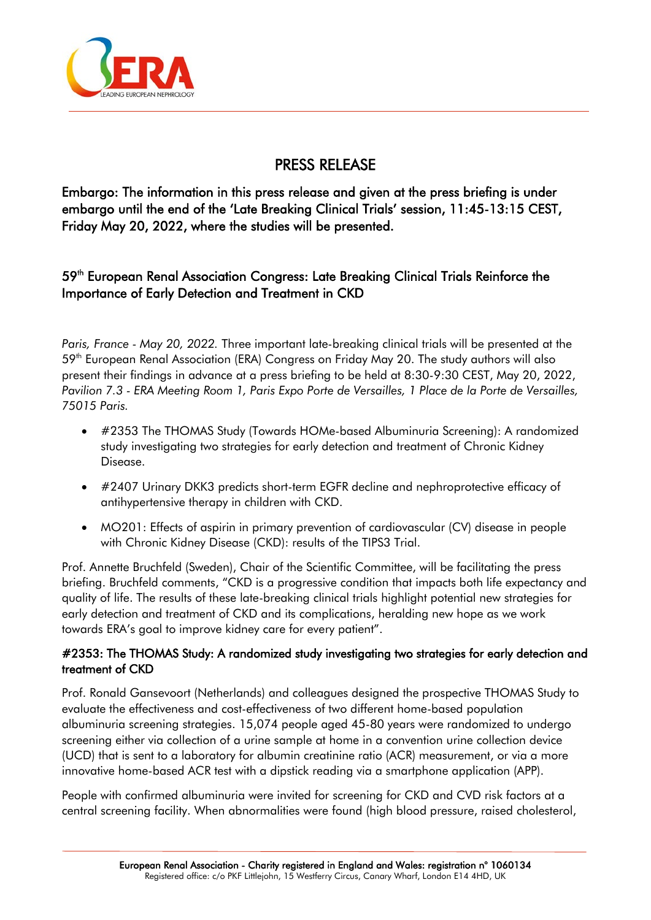# PRESS RELEASE

**Embargo: The information in this press release and given at the press briefing is under embargo until the end of the 'Late Breaking Clinical Trials' session, 11:45-13:15 CEST, Friday May 20, 2022, where the studies will be presented.**

## 59th European Renal Association Congress: Late Breaking Clinical Trials Reinforce the Importance of Early Detection and Treatment in CKD

*Paris, France - May 20, 2022.* Three important late-breaking clinical trials will be presented at the 59th European Renal Association (ERA) Congress on Friday May 20. The study authors will also present their findings in advance at a press briefing to be held at 8:30-9:30 CEST, May 20, 2022, *Pavilion 7.3 - ERA Meeting Room 1, Paris Expo Porte de Versailles, 1 Place de la Porte de Versailles, 75015 Paris.*

- #2353 The THOMAS Study (Towards HOMe-based Albuminuria Screening): A randomized study investigating two strategies for early detection and treatment of Chronic Kidney Disease.
- #2407 Urinary DKK3 predicts short-term EGFR decline and nephroprotective efficacy of antihypertensive therapy in children with CKD.
- MO201: Effects of aspirin in primary prevention of cardiovascular (CV) disease in people with Chronic Kidney Disease (CKD): results of the TIPS3 Trial.

Prof. Annette Bruchfeld (Sweden), Chair of the Scientific Committee, will be facilitating the press briefing. Bruchfeld comments, "CKD is a progressive condition that impacts both life expectancy and quality of life. The results of these late-breaking clinical trials highlight potential new strategies for early detection and treatment of CKD and its complications, heralding new hope as we work towards ERA's goal to improve kidney care for every patient".

### #2353: The THOMAS Study: A randomized study investigating two strategies for early detection and treatment of CKD

Prof. Ronald Gansevoort (Netherlands) and colleagues designed the prospective THOMAS Study to evaluate the effectiveness and cost-effectiveness of two different home-based population albuminuria screening strategies. 15,074 people aged 45-80 years were randomized to undergo screening either via collection of a urine sample at home in a convention urine collection device (UCD) that is sent to a laboratory for albumin creatinine ratio (ACR) measurement, or via a more innovative home-based ACR test with a dipstick reading via a smartphone application (APP).

People with confirmed albuminuria were invited for screening for CKD and CVD risk factors at a central screening facility. When abnormalities were found (high blood pressure, raised cholesterol,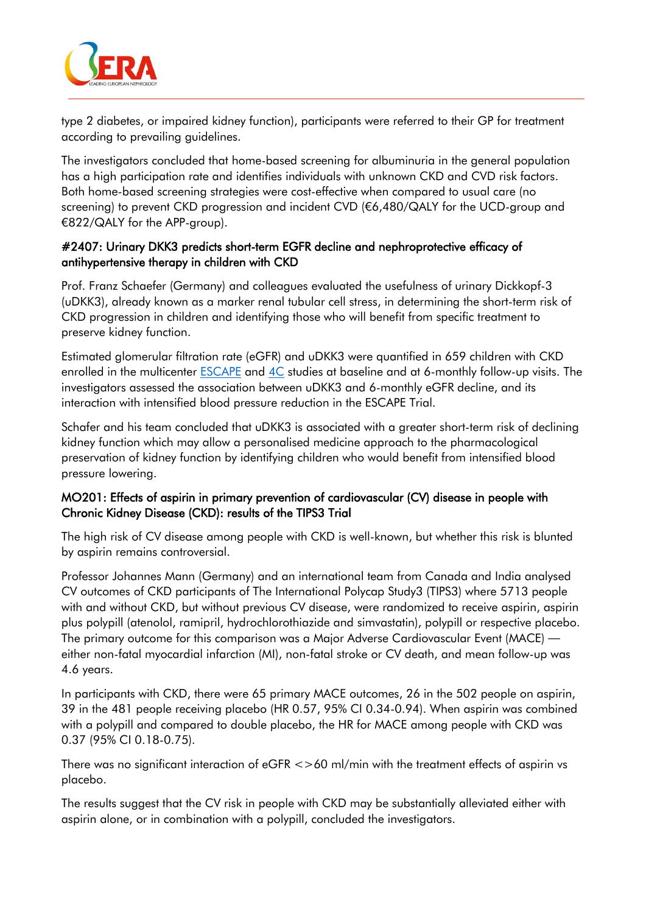type 2 diabetes, or impaired kidney function), participants were referred to their GP for treatment according to prevailing guidelines.

The investigators concluded that home-based screening for albuminuria in the general population has a high participation rate and identifies individuals with unknown CKD and CVD risk factors. Both home-based screening strategies were cost-effective when compared to usual care (no screening) to prevent CKD progression and incident CVD (€6,480/QALY for the UCD-group and €822/QALY for the APP-group).

### #2407: Urinary DKK3 predicts short-term EGFR decline and nephroprotective efficacy of antihypertensive therapy in children with CKD

Prof. Franz Schaefer (Germany) and colleagues evaluated the usefulness of urinary Dickkopf-3 (uDKK3), already known as a marker renal tubular cell stress, in determining the short-term risk of CKD progression in children and identifying those who will benefit from specific treatment to preserve kidney function.

Estimated glomerular filtration rate (eGFR) and uDKK3 were quantified in 659 children with CKD enrolled in the multicenter ESCAPE and 4C studies at baseline and at 6-monthly follow-up visits. The investigators assessed the association between uDKK3 and 6-monthly eGFR decline, and its interaction with intensified blood pressure reduction in the ESCAPE Trial.

Schafer and his team concluded that uDKK3 is associated with a greater short-term risk of declining kidney function which may allow a personalised medicine approach to the pharmacological preservation of kidney function by identifying children who would benefit from intensified blood pressure lowering.

### MO201: Effects of aspirin in primary prevention of cardiovascular (CV) disease in people with Chronic Kidney Disease (CKD): results of the TIPS3 Trial

The high risk of CV disease among people with CKD is well-known, but whether this risk is blunted by aspirin remains controversial.

Professor Johannes Mann (Germany) and an international team from Canada and India analysed CV outcomes of CKD participants of The International Polycap Study3 (TIPS3) where 5713 people with and without CKD, but without previous CV disease, were randomized to receive aspirin, aspirin plus polypill (atenolol, ramipril, hydrochlorothiazide and simvastatin), polypill or respective placebo. The primary outcome for this comparison was a Major Adverse Cardiovascular Event (MACE) — either non-fatal myocardial infarction (MI), non-fatal stroke or CV death, and mean follow-up was 4.6 years.

In participants with CKD, there were 65 primary MACE outcomes, 26 in the 502 people on aspirin, 39 in the 481 people receiving placebo (HR 0.57, 95% CI 0.34-0.94). When aspirin was combined with a polypill and compared to double placebo, the HR for MACE among people with CKD was 0.37 (95% CI 0.18-0.75).

There was no significant interaction of eGFR <>60 ml/min with the treatment effects of aspirin vs placebo.

The results suggest that the CV risk in people with CKD may be substantially alleviated either with aspirin alone, or in combination with a polypill, concluded the investigators.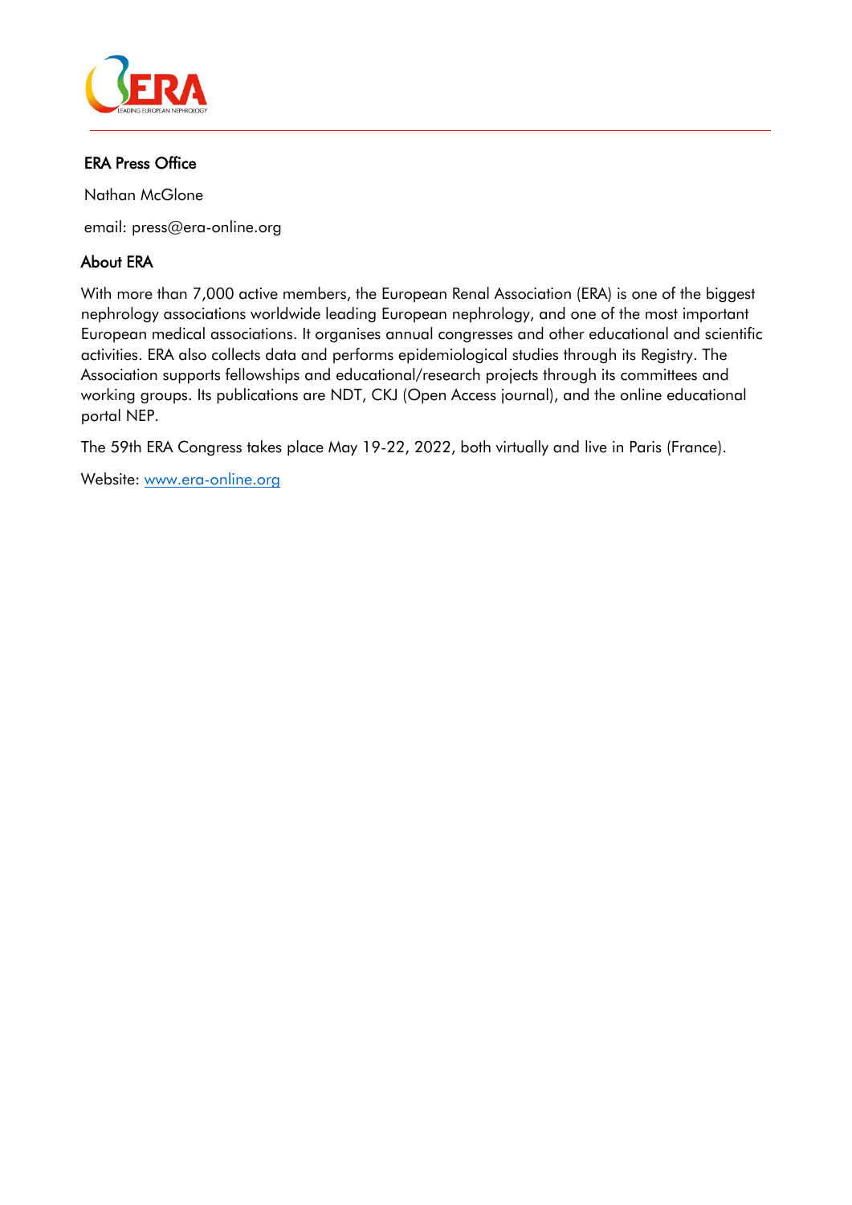## ERA Press Office

Nathan McGlone

email: press@era-online.org

## About ERA

With more than 7,000 active members, the European Renal Association (ERA) is one of the biggest nephrology associations worldwide leading European nephrology, and one of the most important European medical associations. It organises annual congresses and other educational and scientific activities. ERA also collects data and performs epidemiological studies through its Registry. The Association supports fellowships and educational/research projects through its committees and working groups. Its publications are NDT, CKJ (Open Access journal), and the online educational portal NEP.

The 59th ERA Congress takes place May 19-22, 2022, both virtually and live in Paris (France).

Website: [www.era-online.org](http://www.era-online.org)